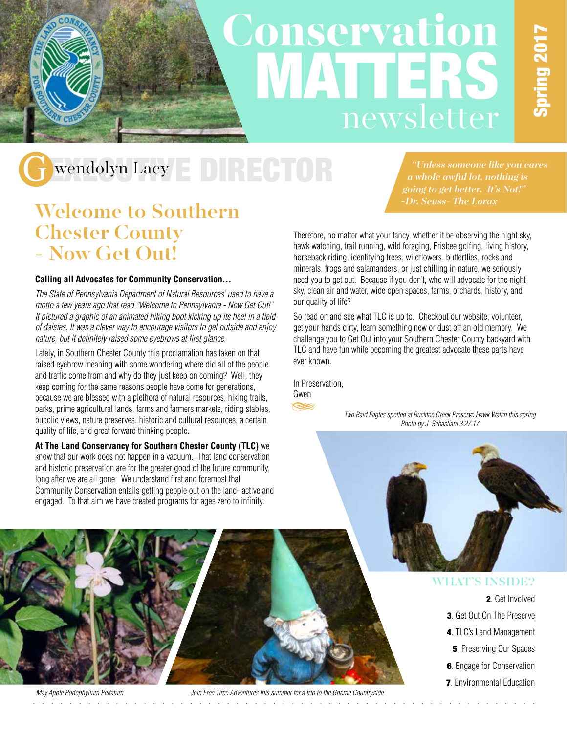# Conservation MATTERS newsletter

**Spring 2017**

## Gwendolyn Lacy EXECUTIVE DIRECTOR

*"Unless someone like you cares a whole awful lot, nothing is going to get better. It's Not!" ~Dr. Seuss- The Lorax*

## Welcome to Southern Chester County - Now Get Out!

**Calling all Advocates for Community Conservation…**

*The State of Pennsylvania Department of Natural Resources' used to have a motto a few years ago that read "Welcome to Pennsylvania - Now Get Out!" It pictured a graphic of an animated hiking boot kicking up its heel in a field of daisies. It was a clever way to encourage visitors to get outside and enjoy nature, but it definitely raised some eyebrows at first glance.*

Lately, in Southern Chester County this proclamation has taken on that raised eyebrow meaning with some wondering where did all of the people and traffic come from and why do they just keep on coming? Well, they keep coming for the same reasons people have come for generations, because we are blessed with a plethora of natural resources, hiking trails, parks, prime agricultural lands, farms and farmers markets, riding stables, bucolic views, nature preserves, historic and cultural resources, a certain quality of life, and great forward thinking people.

**At The Land Conservancy for Southern Chester County (TLC)** we know that our work does not happen in a vacuum. That land conservation and historic preservation are for the greater good of the future community, long after we are all gone. We understand first and foremost that Community Conservation entails getting people out on the land- active and engaged. To that aim we have created programs for ages zero to infinity.

Therefore, no matter what your fancy, whether it be observing the night sky, hawk watching, trail running, wild foraging, Frisbee golfing, living history, horseback riding, identifying trees, wildflowers, butterflies, rocks and minerals, frogs and salamanders, or just chilling in nature, we seriously need you to get out. Because if you don't, who will advocate for the night sky, clean air and water, wide open spaces, farms, orchards, history, and our quality of life?

So read on and see what TLC is up to. Checkout our website, volunteer, get your hands dirty, learn something new or dust off an old memory. We challenge you to Get Out into your Southern Chester County backyard with TLC and have fun while becoming the greatest advocate these parts have ever known.

In Preservation,
Gwen

*Two Bald Eagles spotted at Bucktoe Creek Preserve Hawk Watch this spring
Photo by J. Sebastiani 3.27.17*

### WHAT'S INSIDE?

- **2**. Get Involved
- **3**. Get Out On The Preserve
- **4**. TLC's Land Management
- **5**. Preserving Our Spaces
- **6**. Engage for Conservation
- **7**. Environmental Education

*May Apple Podophyllum Peltatum*

*Join Free Time Adventures this summer for a trip to the Gnome Countryside*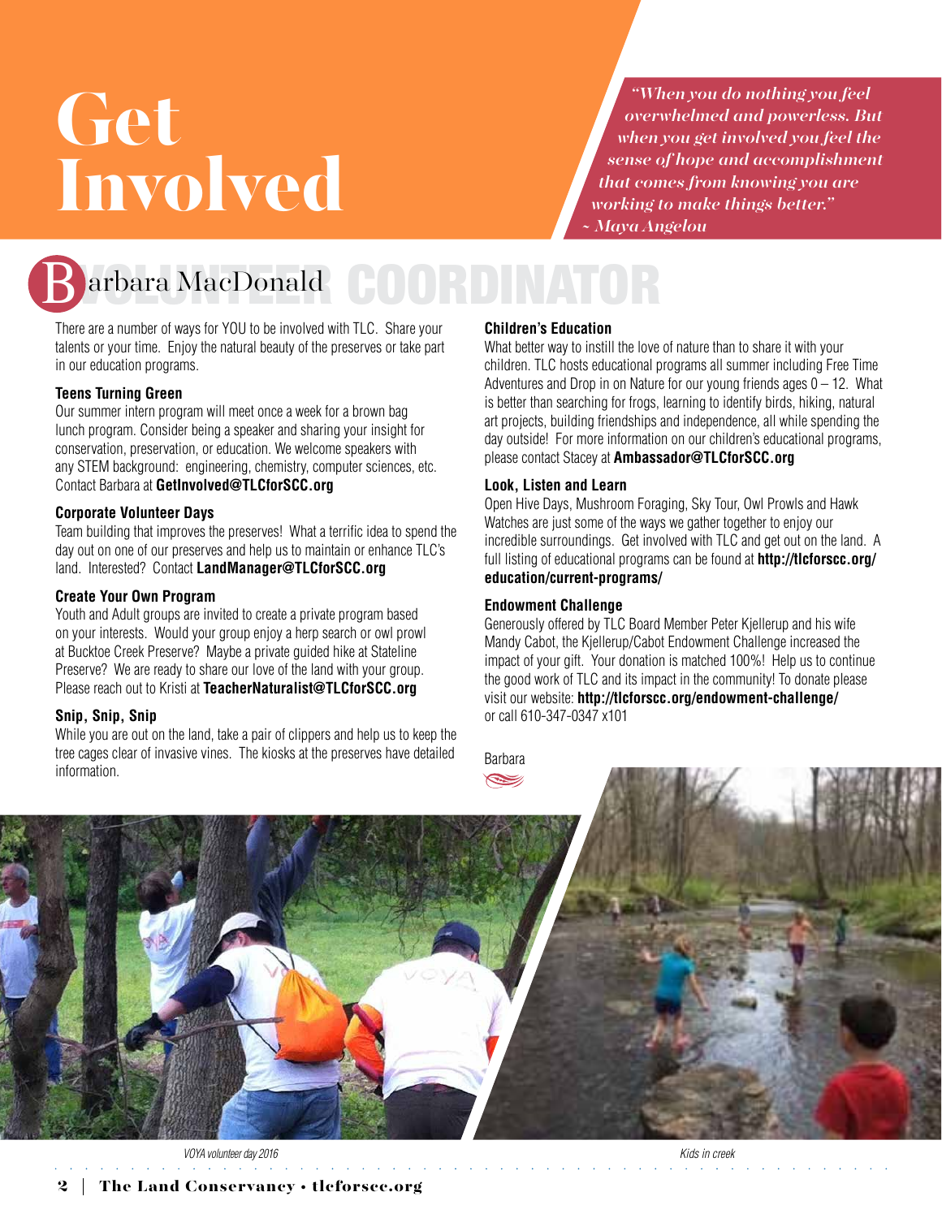# Get Involved

> *"When you do nothing you feel overwhelmed and powerless. But when you get involved you feel the sense of hope and accomplishment that comes from knowing you are working to make things better."*
> *~ Maya Angelou*

## Barbara MacDonald — VOLUNTEER COORDINATOR

There are a number of ways for YOU to be involved with TLC. Share your talents or your time. Enjoy the natural beauty of the preserves or take part in our education programs.

### Teens Turning Green

Our summer intern program will meet once a week for a brown bag lunch program. Consider being a speaker and sharing your insight for conservation, preservation, or education. We welcome speakers with any STEM background: engineering, chemistry, computer sciences, etc. Contact Barbara at **GetInvolved@TLCforSCC.org**

### Corporate Volunteer Days

Team building that improves the preserves! What a terrific idea to spend the day out on one of our preserves and help us to maintain or enhance TLC's land. Interested? Contact **LandManager@TLCforSCC.org**

### Create Your Own Program

Youth and Adult groups are invited to create a private program based on your interests. Would your group enjoy a herp search or owl prowl at Bucktoe Creek Preserve? Maybe a private guided hike at Stateline Preserve? We are ready to share our love of the land with your group. Please reach out to Kristi at **TeacherNaturalist@TLCforSCC.org**

### Snip, Snip, Snip

While you are out on the land, take a pair of clippers and help us to keep the tree cages clear of invasive vines. The kiosks at the preserves have detailed information.

### Children's Education

What better way to instill the love of nature than to share it with your children. TLC hosts educational programs all summer including Free Time Adventures and Drop in on Nature for our young friends ages 0 – 12. What is better than searching for frogs, learning to identify birds, hiking, natural art projects, building friendships and independence, all while spending the day outside! For more information on our children's educational programs, please contact Stacey at **Ambassador@TLCforSCC.org**

### Look, Listen and Learn

Open Hive Days, Mushroom Foraging, Sky Tour, Owl Prowls and Hawk Watches are just some of the ways we gather together to enjoy our incredible surroundings. Get involved with TLC and get out on the land. A full listing of educational programs can be found at **http://tlcforscc.org/education/current-programs/**

### Endowment Challenge

Generously offered by TLC Board Member Peter Kjellerup and his wife Mandy Cabot, the Kjellerup/Cabot Endowment Challenge increased the impact of your gift. Your donation is matched 100%! Help us to continue the good work of TLC and its impact in the community! To donate please visit our website: **http://tlcforscc.org/endowment-challenge/** or call 610-347-0347 x101

Barbara

*VOYA volunteer day 2016*

*Kids in creek*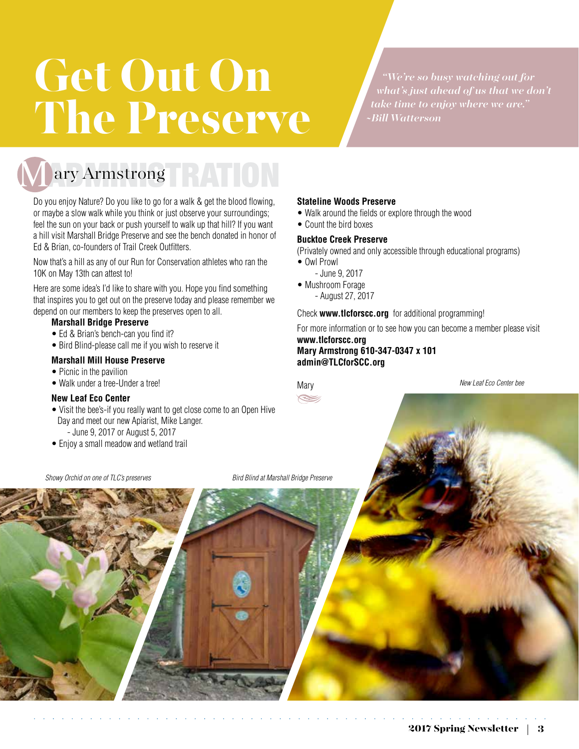# Get Out On The Preserve

*"We're so busy watching out for what's just ahead of us that we don't take time to enjoy where we are." ~Bill Watterson*

## ADMINISTRATION

### Mary Armstrong

Do you enjoy Nature? Do you like to go for a walk & get the blood flowing, or maybe a slow walk while you think or just observe your surroundings; feel the sun on your back or push yourself to walk up that hill? If you want a hill visit Marshall Bridge Preserve and see the bench donated in honor of Ed & Brian, co-founders of Trail Creek Outfitters.

Now that's a hill as any of our Run for Conservation athletes who ran the 10K on May 13th can attest to!

Here are some idea's I'd like to share with you. Hope you find something that inspires you to get out on the preserve today and please remember we depend on our members to keep the preserves open to all.

**Marshall Bridge Preserve**

- Ed & Brian's bench-can you find it?
- Bird Blind-please call me if you wish to reserve it

**Marshall Mill House Preserve**

- Picnic in the pavilion
- Walk under a tree-Under a tree!

**New Leaf Eco Center**

- Visit the bee's-if you really want to get close come to an Open Hive Day and meet our new Apiarist, Mike Langer.
  - June 9, 2017 or August 5, 2017
- Enjoy a small meadow and wetland trail

**Stateline Woods Preserve**

- Walk around the fields or explore through the wood
- Count the bird boxes

**Bucktoe Creek Preserve**

(Privately owned and only accessible through educational programs)

- Owl Prowl
  - June 9, 2017
- Mushroom Forage
  - August 27, 2017

Check **www.tlcforscc.org** for additional programming!

For more information or to see how you can become a member please visit
**www.tlcforscc.org**
**Mary Armstrong 610-347-0347 x 101**
**admin@TLCforSCC.org**

Mary

*Showy Orchid on one of TLC's preserves*

*Bird Blind at Marshall Bridge Preserve*

*New Leaf Eco Center bee*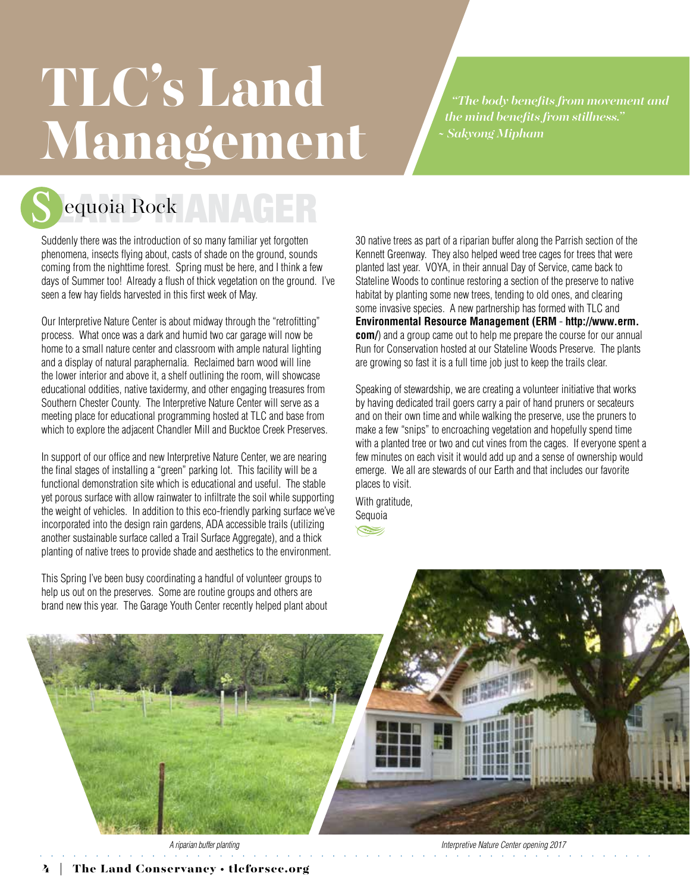# TLC's Land Management

*"The body benefits from movement and the mind benefits from stillness."*
*~ Sakyong Mipham*

## LAND MANAGER

### Sequoia Rock

Suddenly there was the introduction of so many familiar yet forgotten phenomena, insects flying about, casts of shade on the ground, sounds coming from the nighttime forest. Spring must be here, and I think a few days of Summer too! Already a flush of thick vegetation on the ground. I've seen a few hay fields harvested in this first week of May.

Our Interpretive Nature Center is about midway through the "retrofitting" process. What once was a dark and humid two car garage will now be home to a small nature center and classroom with ample natural lighting and a display of natural paraphernalia. Reclaimed barn wood will line the lower interior and above it, a shelf outlining the room, will showcase educational oddities, native taxidermy, and other engaging treasures from Southern Chester County. The Interpretive Nature Center will serve as a meeting place for educational programming hosted at TLC and base from which to explore the adjacent Chandler Mill and Bucktoe Creek Preserves.

In support of our office and new Interpretive Nature Center, we are nearing the final stages of installing a "green" parking lot. This facility will be a functional demonstration site which is educational and useful. The stable yet porous surface with allow rainwater to infiltrate the soil while supporting the weight of vehicles. In addition to this eco-friendly parking surface we've incorporated into the design rain gardens, ADA accessible trails (utilizing another sustainable surface called a Trail Surface Aggregate), and a thick planting of native trees to provide shade and aesthetics to the environment.

This Spring I've been busy coordinating a handful of volunteer groups to help us out on the preserves. Some are routine groups and others are brand new this year. The Garage Youth Center recently helped plant about 30 native trees as part of a riparian buffer along the Parrish section of the Kennett Greenway. They also helped weed tree cages for trees that were planted last year. VOYA, in their annual Day of Service, came back to Stateline Woods to continue restoring a section of the preserve to native habitat by planting some new trees, tending to old ones, and clearing some invasive species. A new partnership has formed with TLC and **Environmental Resource Management (ERM** - **http://www.erm.com/**) and a group came out to help me prepare the course for our annual Run for Conservation hosted at our Stateline Woods Preserve. The plants are growing so fast it is a full time job just to keep the trails clear.

Speaking of stewardship, we are creating a volunteer initiative that works by having dedicated trail goers carry a pair of hand pruners or secateurs and on their own time and while walking the preserve, use the pruners to make a few "snips" to encroaching vegetation and hopefully spend time with a planted tree or two and cut vines from the cages. If everyone spent a few minutes on each visit it would add up and a sense of ownership would emerge. We all are stewards of our Earth and that includes our favorite places to visit.

With gratitude,
Sequoia

*A riparian buffer planting*

*Interpretive Nature Center opening 2017*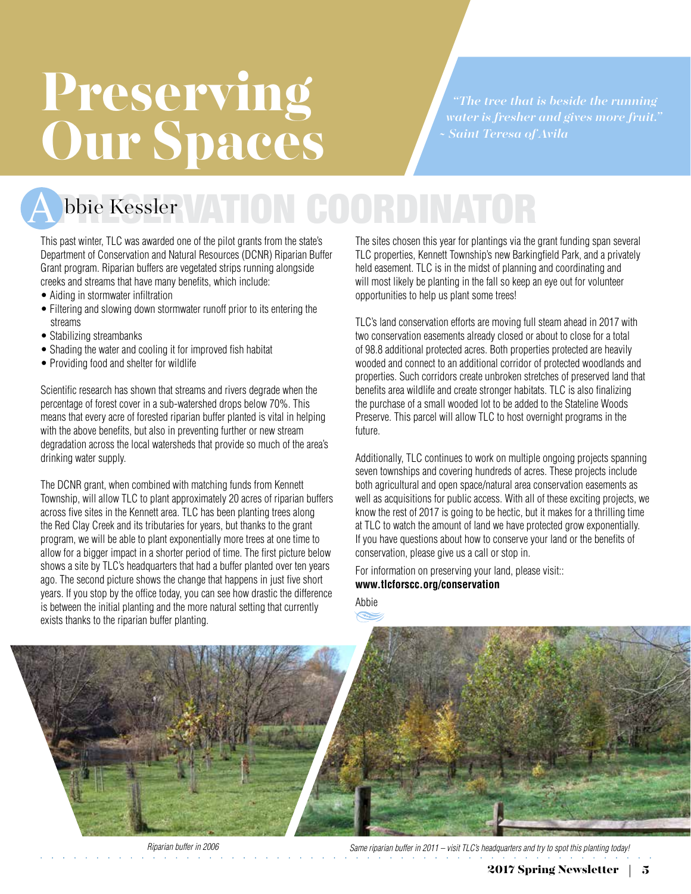# Preserving Our Spaces

*"The tree that is beside the running water is fresher and gives more fruit."*
*~ Saint Teresa of Avila*

## PRESERVATION COORDINATOR

### Abbie Kessler

This past winter, TLC was awarded one of the pilot grants from the state's Department of Conservation and Natural Resources (DCNR) Riparian Buffer Grant program. Riparian buffers are vegetated strips running alongside creeks and streams that have many benefits, which include:

- Aiding in stormwater infiltration
- Filtering and slowing down stormwater runoff prior to its entering the streams
- Stabilizing streambanks
- Shading the water and cooling it for improved fish habitat
- Providing food and shelter for wildlife

Scientific research has shown that streams and rivers degrade when the percentage of forest cover in a sub-watershed drops below 70%. This means that every acre of forested riparian buffer planted is vital in helping with the above benefits, but also in preventing further or new stream degradation across the local watersheds that provide so much of the area's drinking water supply.

The DCNR grant, when combined with matching funds from Kennett Township, will allow TLC to plant approximately 20 acres of riparian buffers across five sites in the Kennett area. TLC has been planting trees along the Red Clay Creek and its tributaries for years, but thanks to the grant program, we will be able to plant exponentially more trees at one time to allow for a bigger impact in a shorter period of time. The first picture below shows a site by TLC's headquarters that had a buffer planted over ten years ago. The second picture shows the change that happens in just five short years. If you stop by the office today, you can see how drastic the difference is between the initial planting and the more natural setting that currently exists thanks to the riparian buffer planting.

The sites chosen this year for plantings via the grant funding span several TLC properties, Kennett Township's new Barkingfield Park, and a privately held easement. TLC is in the midst of planning and coordinating and will most likely be planting in the fall so keep an eye out for volunteer opportunities to help us plant some trees!

TLC's land conservation efforts are moving full steam ahead in 2017 with two conservation easements already closed or about to close for a total of 98.8 additional protected acres. Both properties protected are heavily wooded and connect to an additional corridor of protected woodlands and properties. Such corridors create unbroken stretches of preserved land that benefits area wildlife and create stronger habitats. TLC is also finalizing the purchase of a small wooded lot to be added to the Stateline Woods Preserve. This parcel will allow TLC to host overnight programs in the future.

Additionally, TLC continues to work on multiple ongoing projects spanning seven townships and covering hundreds of acres. These projects include both agricultural and open space/natural area conservation easements as well as acquisitions for public access. With all of these exciting projects, we know the rest of 2017 is going to be hectic, but it makes for a thrilling time at TLC to watch the amount of land we have protected grow exponentially. If you have questions about how to conserve your land or the benefits of conservation, please give us a call or stop in.

For information on preserving your land, please visit::
**www.tlcforscc.org/conservation**

Abbie

*Riparian buffer in 2006*

*Same riparian buffer in 2011 – visit TLC's headquarters and try to spot this planting today!*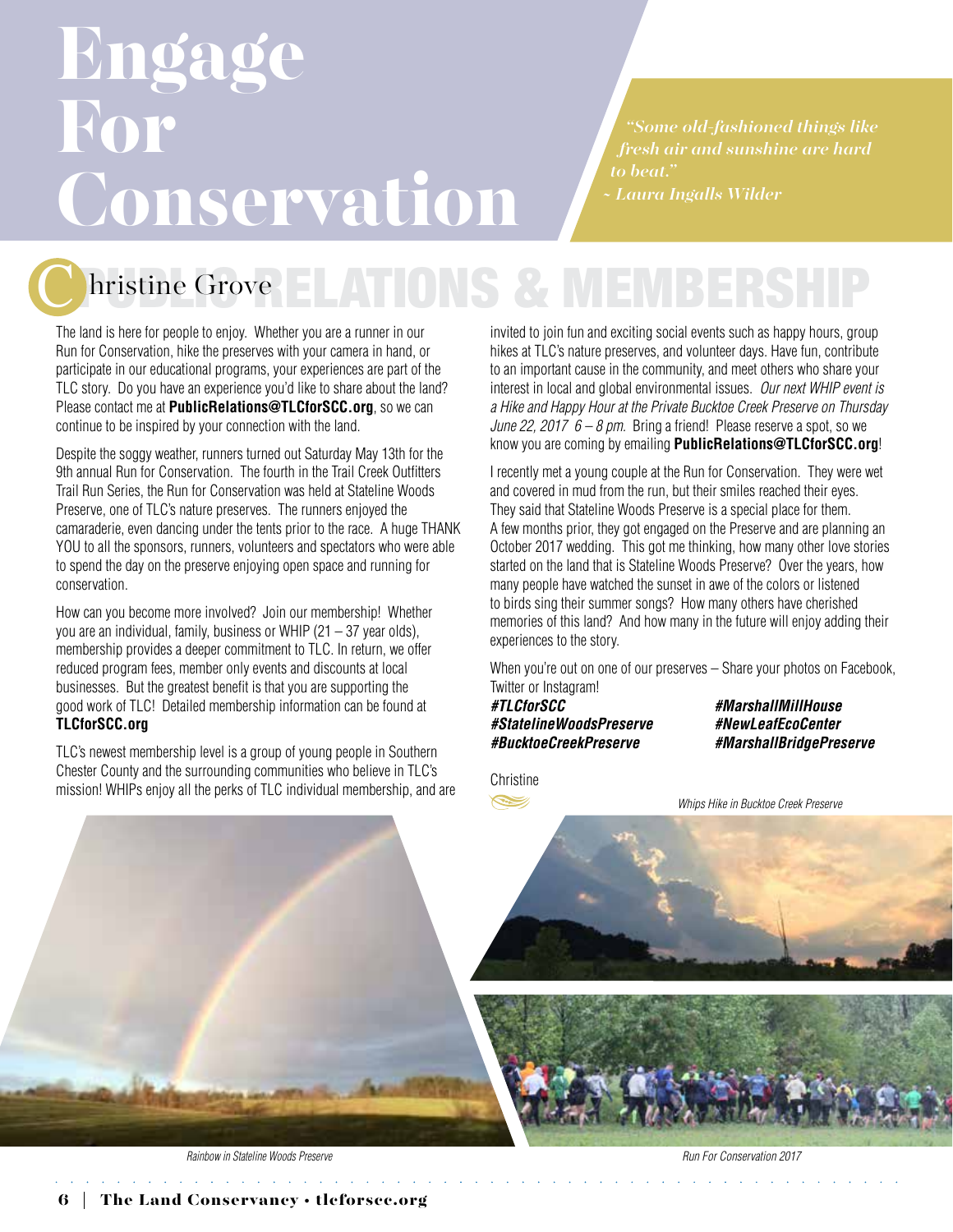# Engage For Conservation

*"Some old-fashioned things like fresh air and sunshine are hard to beat."*
*~ Laura Ingalls Wilder*

## PUBLIC RELATIONS & MEMBERSHIP

### Christine Grove

The land is here for people to enjoy. Whether you are a runner in our Run for Conservation, hike the preserves with your camera in hand, or participate in our educational programs, your experiences are part of the TLC story. Do you have an experience you'd like to share about the land? Please contact me at **PublicRelations@TLCforSCC.org**, so we can continue to be inspired by your connection with the land.

Despite the soggy weather, runners turned out Saturday May 13th for the 9th annual Run for Conservation. The fourth in the Trail Creek Outfitters Trail Run Series, the Run for Conservation was held at Stateline Woods Preserve, one of TLC's nature preserves. The runners enjoyed the camaraderie, even dancing under the tents prior to the race. A huge THANK YOU to all the sponsors, runners, volunteers and spectators who were able to spend the day on the preserve enjoying open space and running for conservation.

How can you become more involved? Join our membership! Whether you are an individual, family, business or WHIP (21 – 37 year olds), membership provides a deeper commitment to TLC. In return, we offer reduced program fees, member only events and discounts at local businesses. But the greatest benefit is that you are supporting the good work of TLC! Detailed membership information can be found at **TLCforSCC.org**

TLC's newest membership level is a group of young people in Southern Chester County and the surrounding communities who believe in TLC's mission! WHIPs enjoy all the perks of TLC individual membership, and are invited to join fun and exciting social events such as happy hours, group hikes at TLC's nature preserves, and volunteer days. Have fun, contribute to an important cause in the community, and meet others who share your interest in local and global environmental issues. *Our next WHIP event is a Hike and Happy Hour at the Private Bucktoe Creek Preserve on Thursday June 22, 2017 6 – 8 pm.* Bring a friend! Please reserve a spot, so we know you are coming by emailing **PublicRelations@TLCforSCC.org**!

I recently met a young couple at the Run for Conservation. They were wet and covered in mud from the run, but their smiles reached their eyes. They said that Stateline Woods Preserve is a special place for them. A few months prior, they got engaged on the Preserve and are planning an October 2017 wedding. This got me thinking, how many other love stories started on the land that is Stateline Woods Preserve? Over the years, how many people have watched the sunset in awe of the colors or listened to birds sing their summer songs? How many others have cherished memories of this land? And how many in the future will enjoy adding their experiences to the story.

When you're out on one of our preserves – Share your photos on Facebook, Twitter or Instagram!

***#TLCforSCC***
***#StatelineWoodsPreserve***
***#BucktoeCreekPreserve***
***#MarshallMillHouse***
***#NewLeafEcoCenter***
***#MarshallBridgePreserve***

Christine

*Whips Hike in Bucktoe Creek Preserve*

*Rainbow in Stateline Woods Preserve*

*Run For Conservation 2017*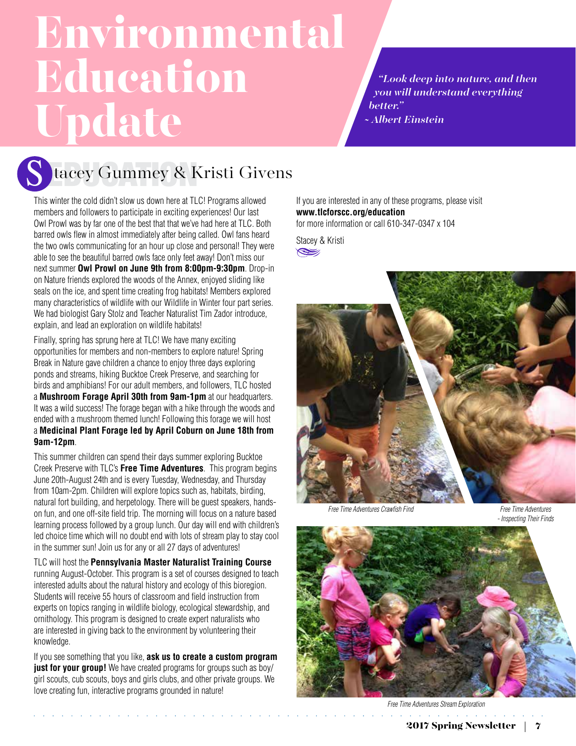# Environmental Education Update

*"Look deep into nature, and then you will understand everything better."*
*~ Albert Einstein*

## Stacey Gummey & Kristi Givens

This winter the cold didn't slow us down here at TLC! Programs allowed members and followers to participate in exciting experiences! Our last Owl Prowl was by far one of the best that that we've had here at TLC. Both barred owls flew in almost immediately after being called. Owl fans heard the two owls communicating for an hour up close and personal! They were able to see the beautiful barred owls face only feet away! Don't miss our next summer **Owl Prowl on June 9th from 8:00pm-9:30pm**. Drop-in on Nature friends explored the woods of the Annex, enjoyed sliding like seals on the ice, and spent time creating frog habitats! Members explored many characteristics of wildlife with our Wildlife in Winter four part series. We had biologist Gary Stolz and Teacher Naturalist Tim Zador introduce, explain, and lead an exploration on wildlife habitats!

Finally, spring has sprung here at TLC! We have many exciting opportunities for members and non-members to explore nature! Spring Break in Nature gave children a chance to enjoy three days exploring ponds and streams, hiking Bucktoe Creek Preserve, and searching for birds and amphibians! For our adult members, and followers, TLC hosted a **Mushroom Forage April 30th from 9am-1pm** at our headquarters. It was a wild success! The forage began with a hike through the woods and ended with a mushroom themed lunch! Following this forage we will host a **Medicinal Plant Forage led by April Coburn on June 18th from 9am-12pm**.

This summer children can spend their days summer exploring Bucktoe Creek Preserve with TLC's **Free Time Adventures**. This program begins June 20th-August 24th and is every Tuesday, Wednesday, and Thursday from 10am-2pm. Children will explore topics such as, habitats, birding, natural fort building, and herpetology. There will be guest speakers, hands-on fun, and one off-site field trip. The morning will focus on a nature based learning process followed by a group lunch. Our day will end with children's led choice time which will no doubt end with lots of stream play to stay cool in the summer sun! Join us for any or all 27 days of adventures!

TLC will host the **Pennsylvania Master Naturalist Training Course** running August-October. This program is a set of courses designed to teach interested adults about the natural history and ecology of this bioregion. Students will receive 55 hours of classroom and field instruction from experts on topics ranging in wildlife biology, ecological stewardship, and ornithology. This program is designed to create expert naturalists who are interested in giving back to the environment by volunteering their knowledge.

If you see something that you like, **ask us to create a custom program just for your group!** We have created programs for groups such as boy/girl scouts, cub scouts, boys and girls clubs, and other private groups. We love creating fun, interactive programs grounded in nature!

If you are interested in any of these programs, please visit **www.tlcforscc.org/education** for more information or call 610-347-0347 x 104

Stacey & Kristi

*Free Time Adventures Crawfish Find*

*Free Time Adventures - Inspecting Their Finds*

*Free Time Adventures Stream Exploration*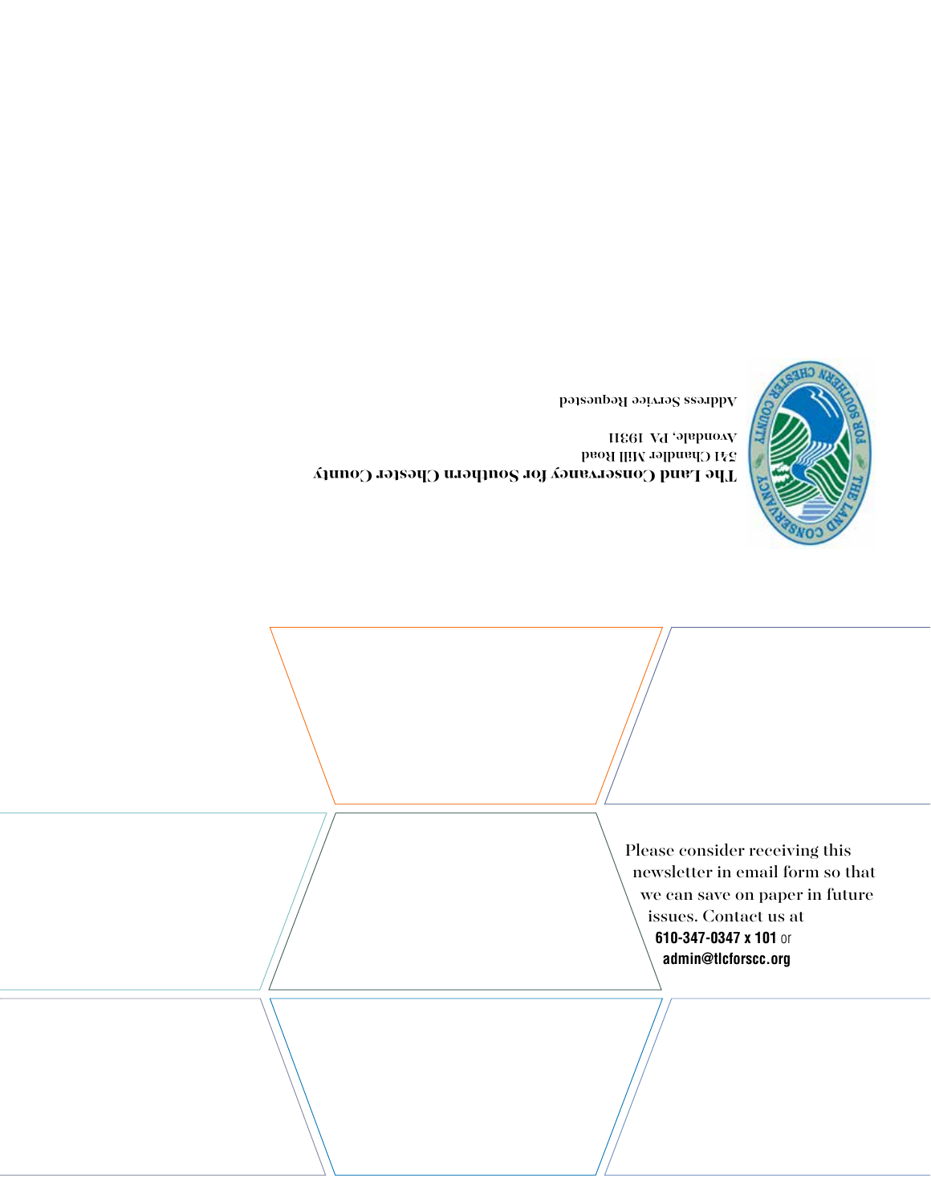**The Land Conservancy for Southern Chester County**
541 Chandler Mill Road
Avondale, PA 19311

**Address Service Requested**

Please consider receiving this newsletter in email form so that we can save on paper in future issues. Contact us at **610-347-0347 x 101** or **admin@tlcforscc.org**